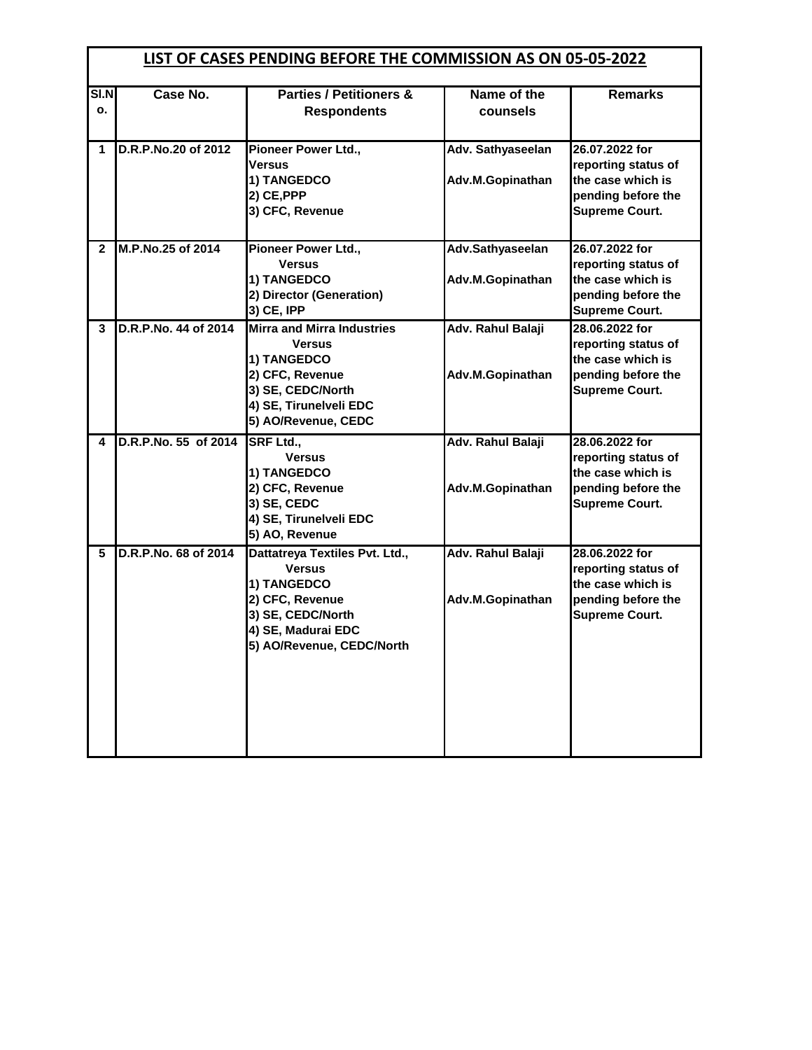## LIST OF CASES PENDING BEFORE THE COMMISSION AS ON 05-05-2022

| Sl.No. | Case No. | Parties / Petitioners & Respondents | Name of the counsels | Remarks |
|---|---|---|---|---|
| 1 | D.R.P.No.20 of 2012 | Pioneer Power Ltd., Versus 1) TANGEDCO 2) CE,PPP 3) CFC, Revenue | Adv. Sathyaseelan Adv.M.Gopinathan | 26.07.2022 for reporting status of the case which is pending before the Supreme Court. |
| 2 | M.P.No.25 of 2014 | Pioneer Power Ltd., Versus 1) TANGEDCO 2) Director (Generation) 3) CE, IPP | Adv.Sathyaseelan Adv.M.Gopinathan | 26.07.2022 for reporting status of the case which is pending before the Supreme Court. |
| 3 | D.R.P.No. 44 of 2014 | Mirra and Mirra Industries Versus 1) TANGEDCO 2) CFC, Revenue 3) SE, CEDC/North 4) SE, Tirunelveli EDC 5) AO/Revenue, CEDC | Adv. Rahul Balaji Adv.M.Gopinathan | 28.06.2022 for reporting status of the case which is pending before the Supreme Court. |
| 4 | D.R.P.No. 55 of 2014 | SRF Ltd., Versus 1) TANGEDCO 2) CFC, Revenue 3) SE, CEDC 4) SE, Tirunelveli EDC 5) AO, Revenue | Adv. Rahul Balaji Adv.M.Gopinathan | 28.06.2022 for reporting status of the case which is pending before the Supreme Court. |
| 5 | D.R.P.No. 68 of 2014 | Dattatreya Textiles Pvt. Ltd., Versus 1) TANGEDCO 2) CFC, Revenue 3) SE, CEDC/North 4) SE, Madurai EDC 5) AO/Revenue, CEDC/North | Adv. Rahul Balaji Adv.M.Gopinathan | 28.06.2022 for reporting status of the case which is pending before the Supreme Court. |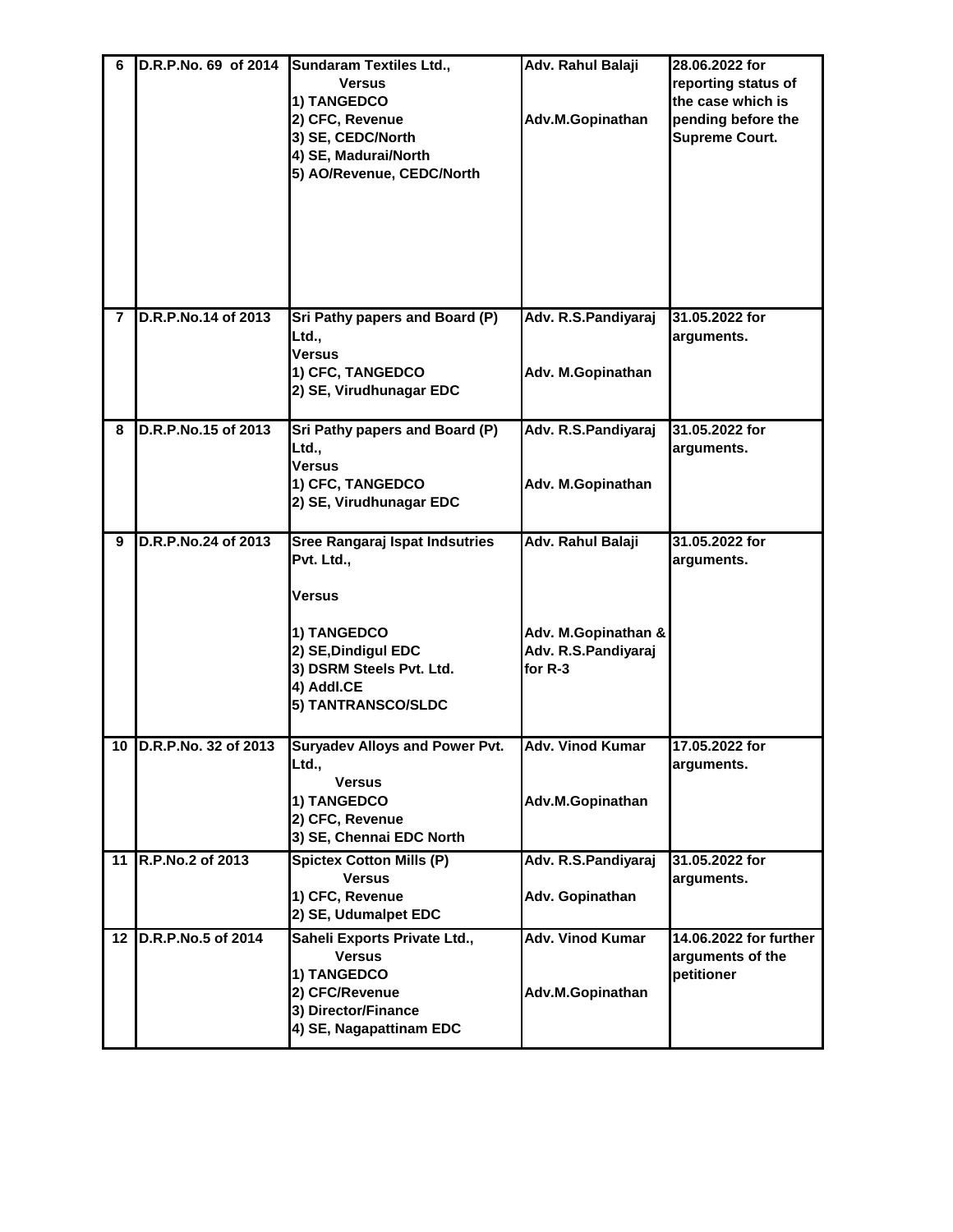| 6 | D.R.P.No. 69 of 2014 | Sundaram Textiles Ltd., Versus 1) TANGEDCO 2) CFC, Revenue 3) SE, CEDC/North 4) SE, Madurai/North 5) AO/Revenue, CEDC/North | Adv. Rahul Balaji<br><br>Adv.M.Gopinathan | 28.06.2022 for reporting status of the case which is pending before the Supreme Court. |
|---|---|---|---|---|
| 7 | D.R.P.No.14 of 2013 | Sri Pathy papers and Board (P) Ltd., Versus 1) CFC, TANGEDCO 2) SE, Virudhunagar EDC | Adv. R.S.Pandiyaraj<br><br>Adv. M.Gopinathan | 31.05.2022 for arguments. |
| 8 | D.R.P.No.15 of 2013 | Sri Pathy papers and Board (P) Ltd., Versus 1) CFC, TANGEDCO 2) SE, Virudhunagar EDC | Adv. R.S.Pandiyaraj<br><br>Adv. M.Gopinathan | 31.05.2022 for arguments. |
| 9 | D.R.P.No.24 of 2013 | Sree Rangaraj Ispat Indsutries Pvt. Ltd., Versus 1) TANGEDCO 2) SE,Dindigul EDC 3) DSRM Steels Pvt. Ltd. 4) Addl.CE 5) TANTRANSCO/SLDC | Adv. Rahul Balaji<br><br>Adv. M.Gopinathan & Adv. R.S.Pandiyaraj for R-3 | 31.05.2022 for arguments. |
| 10 | D.R.P.No. 32 of 2013 | Suryadev Alloys and Power Pvt. Ltd., Versus 1) TANGEDCO 2) CFC, Revenue 3) SE, Chennai EDC North | Adv. Vinod Kumar<br><br>Adv.M.Gopinathan | 17.05.2022 for arguments. |
| 11 | R.P.No.2 of 2013 | Spictex Cotton Mills (P) Versus 1) CFC, Revenue 2) SE, Udumalpet EDC | Adv. R.S.Pandiyaraj<br><br>Adv. Gopinathan | 31.05.2022 for arguments. |
| 12 | D.R.P.No.5 of 2014 | Saheli Exports Private Ltd., Versus 1) TANGEDCO 2) CFC/Revenue 3) Director/Finance 4) SE, Nagapattinam EDC | Adv. Vinod Kumar<br><br>Adv.M.Gopinathan | 14.06.2022 for further arguments of the petitioner |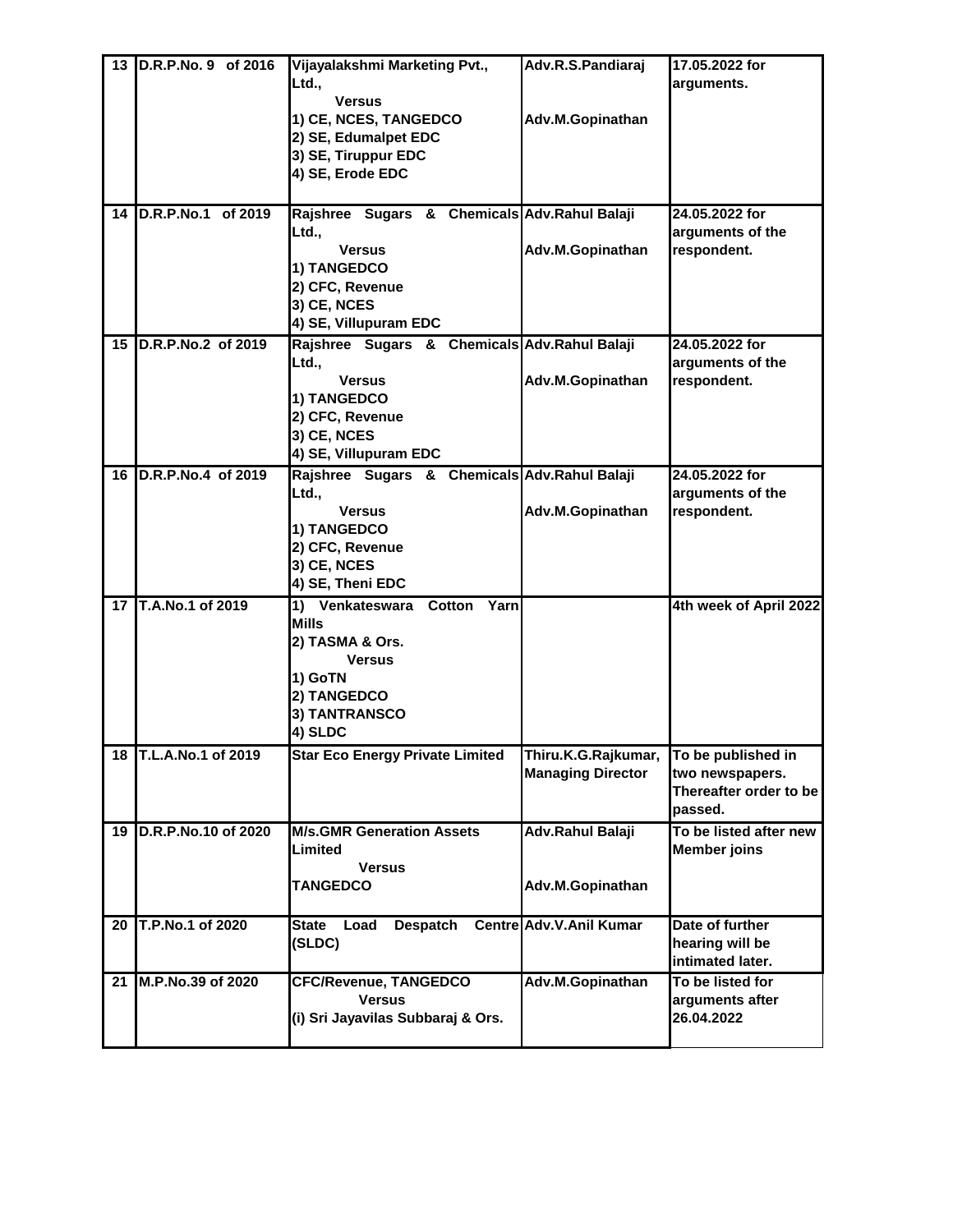| 13 | D.R.P.No. 9 of 2016 | Vijayalakshmi Marketing Pvt., Ltd.,<br>Versus<br>1) CE, NCES, TANGEDCO<br>2) SE, Edumalpet EDC<br>3) SE, Tiruppur EDC<br>4) SE, Erode EDC | Adv.R.S.Pandiaraj<br><br>Adv.M.Gopinathan | 17.05.2022 for arguments. |
|---|---|---|---|---|
| 14 | D.R.P.No.1 of 2019 | Rajshree Sugars & Chemicals Ltd.,<br>Versus<br>1) TANGEDCO<br>2) CFC, Revenue<br>3) CE, NCES<br>4) SE, Villupuram EDC | Adv.Rahul Balaji<br><br>Adv.M.Gopinathan | 24.05.2022 for arguments of the respondent. |
| 15 | D.R.P.No.2 of 2019 | Rajshree Sugars & Chemicals Ltd.,<br>Versus<br>1) TANGEDCO<br>2) CFC, Revenue<br>3) CE, NCES<br>4) SE, Villupuram EDC | Adv.Rahul Balaji<br><br>Adv.M.Gopinathan | 24.05.2022 for arguments of the respondent. |
| 16 | D.R.P.No.4 of 2019 | Rajshree Sugars & Chemicals Ltd.,<br>Versus<br>1) TANGEDCO<br>2) CFC, Revenue<br>3) CE, NCES<br>4) SE, Theni EDC | Adv.Rahul Balaji<br><br>Adv.M.Gopinathan | 24.05.2022 for arguments of the respondent. |
| 17 | T.A.No.1 of 2019 | 1) Venkateswara Cotton Yarn Mills<br>2) TASMA & Ors.<br>Versus<br>1) GoTN<br>2) TANGEDCO<br>3) TANTRANSCO<br>4) SLDC | | 4th week of April 2022 |
| 18 | T.L.A.No.1 of 2019 | Star Eco Energy Private Limited | Thiru.K.G.Rajkumar, Managing Director | To be published in two newspapers. Thereafter order to be passed. |
| 19 | D.R.P.No.10 of 2020 | M/s.GMR Generation Assets Limited<br>Versus<br>TANGEDCO | Adv.Rahul Balaji<br><br>Adv.M.Gopinathan | To be listed after new Member joins |
| 20 | T.P.No.1 of 2020 | State Load Despatch Centre (SLDC) | Adv.V.Anil Kumar | Date of further hearing will be intimated later. |
| 21 | M.P.No.39 of 2020 | CFC/Revenue, TANGEDCO<br>Versus<br>(i) Sri Jayavilas Subbaraj & Ors. | Adv.M.Gopinathan | To be listed for arguments after 26.04.2022 |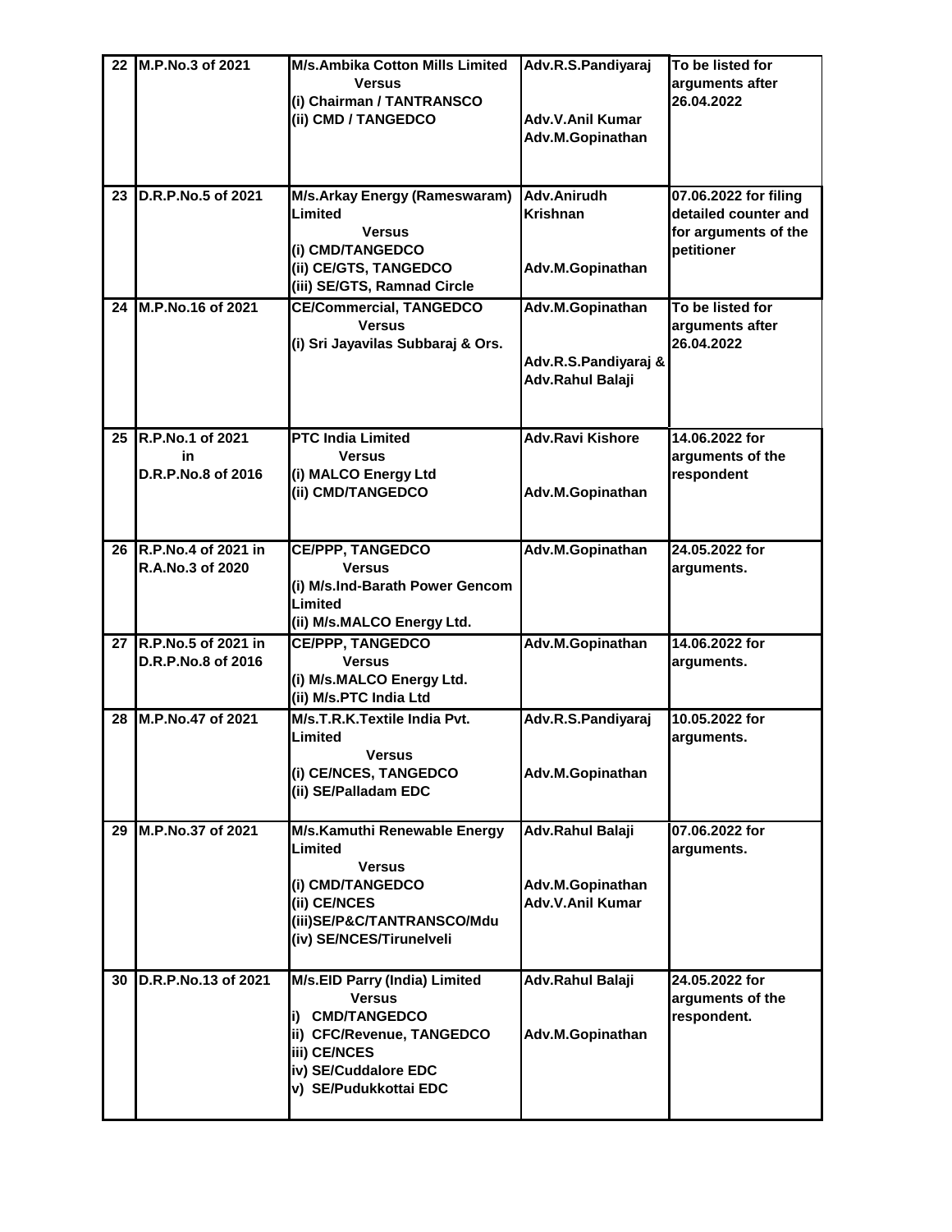| 22 | M.P.No.3 of 2021 | M/s.Ambika Cotton Mills Limited<br>Versus<br>(i) Chairman / TANTRANSCO<br>(ii) CMD / TANGEDCO | Adv.R.S.Pandiyaraj<br><br>Adv.V.Anil Kumar<br>Adv.M.Gopinathan | To be listed for arguments after 26.04.2022 |
|---|---|---|---|---|
| 23 | D.R.P.No.5 of 2021 | M/s.Arkay Energy (Rameswaram) Limited<br>Versus<br>(i) CMD/TANGEDCO<br>(ii) CE/GTS, TANGEDCO<br>(iii) SE/GTS, Ramnad Circle | Adv.Anirudh Krishnan<br><br>Adv.M.Gopinathan | 07.06.2022 for filing detailed counter and for arguments of the petitioner |
| 24 | M.P.No.16 of 2021 | CE/Commercial, TANGEDCO<br>Versus<br>(i) Sri Jayavilas Subbaraj & Ors. | Adv.M.Gopinathan<br><br>Adv.R.S.Pandiyaraj & Adv.Rahul Balaji | To be listed for arguments after 26.04.2022 |
| 25 | R.P.No.1 of 2021<br>in<br>D.R.P.No.8 of 2016 | PTC India Limited<br>Versus<br>(i) MALCO Energy Ltd<br>(ii) CMD/TANGEDCO | Adv.Ravi Kishore<br><br>Adv.M.Gopinathan | 14.06.2022 for arguments of the respondent |
| 26 | R.P.No.4 of 2021 in R.A.No.3 of 2020 | CE/PPP, TANGEDCO<br>Versus<br>(i) M/s.Ind-Barath Power Gencom Limited<br>(ii) M/s.MALCO Energy Ltd. | Adv.M.Gopinathan | 24.05.2022 for arguments. |
| 27 | R.P.No.5 of 2021 in D.R.P.No.8 of 2016 | CE/PPP, TANGEDCO<br>Versus<br>(i) M/s.MALCO Energy Ltd.<br>(ii) M/s.PTC India Ltd | Adv.M.Gopinathan | 14.06.2022 for arguments. |
| 28 | M.P.No.47 of 2021 | M/s.T.R.K.Textile India Pvt. Limited<br>Versus<br>(i) CE/NCES, TANGEDCO<br>(ii) SE/Palladam EDC | Adv.R.S.Pandiyaraj<br><br>Adv.M.Gopinathan | 10.05.2022 for arguments. |
| 29 | M.P.No.37 of 2021 | M/s.Kamuthi Renewable Energy Limited<br>Versus<br>(i) CMD/TANGEDCO<br>(ii) CE/NCES<br>(iii)SE/P&C/TANTRANSCO/Mdu<br>(iv) SE/NCES/Tirunelveli | Adv.Rahul Balaji<br><br>Adv.M.Gopinathan<br>Adv.V.Anil Kumar | 07.06.2022 for arguments. |
| 30 | D.R.P.No.13 of 2021 | M/s.EID Parry (India) Limited<br>Versus<br>i) CMD/TANGEDCO<br>ii) CFC/Revenue, TANGEDCO<br>iii) CE/NCES<br>iv) SE/Cuddalore EDC<br>v) SE/Pudukkottai EDC | Adv.Rahul Balaji<br><br>Adv.M.Gopinathan | 24.05.2022 for arguments of the respondent. |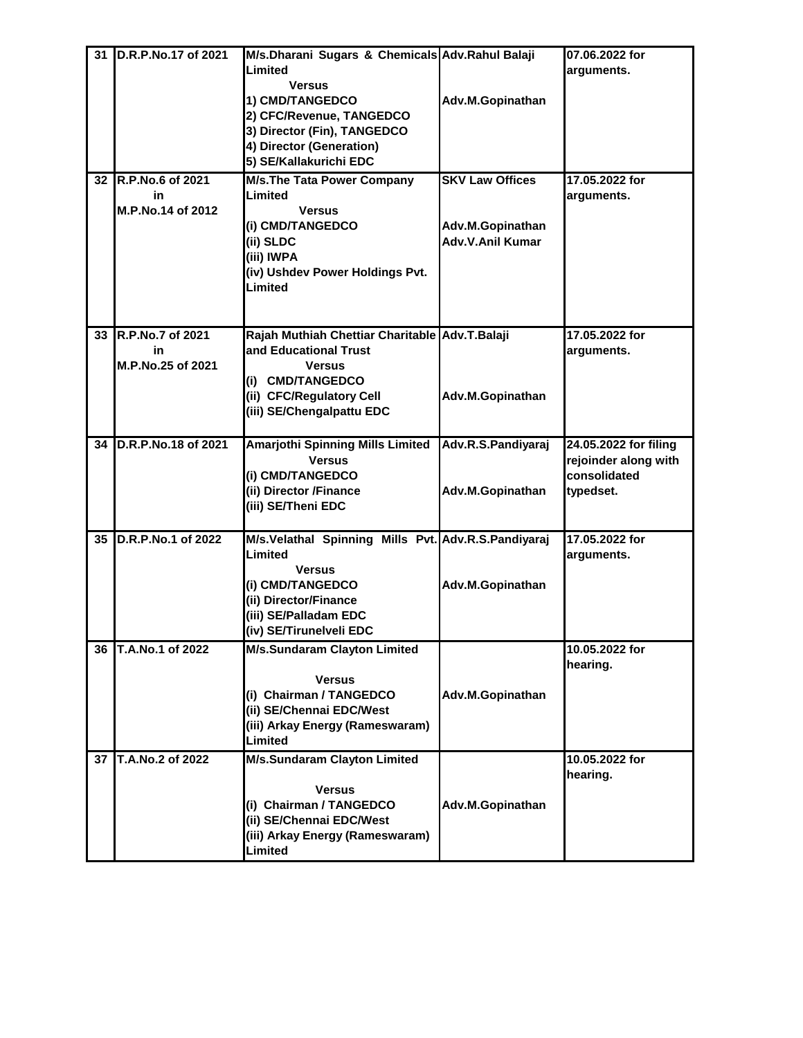| 31 | D.R.P.No.17 of 2021 | M/s.Dharani Sugars & Chemicals Limited<br>Versus<br>1) CMD/TANGEDCO<br>2) CFC/Revenue, TANGEDCO<br>3) Director (Fin), TANGEDCO<br>4) Director (Generation)<br>5) SE/Kallakurichi EDC | Adv.Rahul Balaji<br><br>Adv.M.Gopinathan | 07.06.2022 for arguments. |
|---|---|---|---|---|
| 32 | R.P.No.6 of 2021<br>in<br>M.P.No.14 of 2012 | M/s.The Tata Power Company Limited<br>Versus<br>(i) CMD/TANGEDCO<br>(ii) SLDC<br>(iii) IWPA<br>(iv) Ushdev Power Holdings Pvt. Limited | SKV Law Offices<br><br>Adv.M.Gopinathan<br>Adv.V.Anil Kumar | 17.05.2022 for arguments. |
| 33 | R.P.No.7 of 2021<br>in<br>M.P.No.25 of 2021 | Rajah Muthiah Chettiar Charitable and Educational Trust<br>Versus<br>(i) CMD/TANGEDCO<br>(ii) CFC/Regulatory Cell<br>(iii) SE/Chengalpattu EDC | Adv.T.Balaji<br><br>Adv.M.Gopinathan | 17.05.2022 for arguments. |
| 34 | D.R.P.No.18 of 2021 | Amarjothi Spinning Mills Limited<br>Versus<br>(i) CMD/TANGEDCO<br>(ii) Director /Finance<br>(iii) SE/Theni EDC | Adv.R.S.Pandiyaraj<br><br>Adv.M.Gopinathan | 24.05.2022 for filing rejoinder along with consolidated typedset. |
| 35 | D.R.P.No.1 of 2022 | M/s.Velathal Spinning Mills Pvt. Limited<br>Versus<br>(i) CMD/TANGEDCO<br>(ii) Director/Finance<br>(iii) SE/Palladam EDC<br>(iv) SE/Tirunelveli EDC | Adv.R.S.Pandiyaraj<br><br>Adv.M.Gopinathan | 17.05.2022 for arguments. |
| 36 | T.A.No.1 of 2022 | M/s.Sundaram Clayton Limited<br>Versus<br>(i) Chairman / TANGEDCO<br>(ii) SE/Chennai EDC/West<br>(iii) Arkay Energy (Rameswaram) Limited | <br>Adv.M.Gopinathan | 10.05.2022 for hearing. |
| 37 | T.A.No.2 of 2022 | M/s.Sundaram Clayton Limited<br>Versus<br>(i) Chairman / TANGEDCO<br>(ii) SE/Chennai EDC/West<br>(iii) Arkay Energy (Rameswaram) Limited | <br>Adv.M.Gopinathan | 10.05.2022 for hearing. |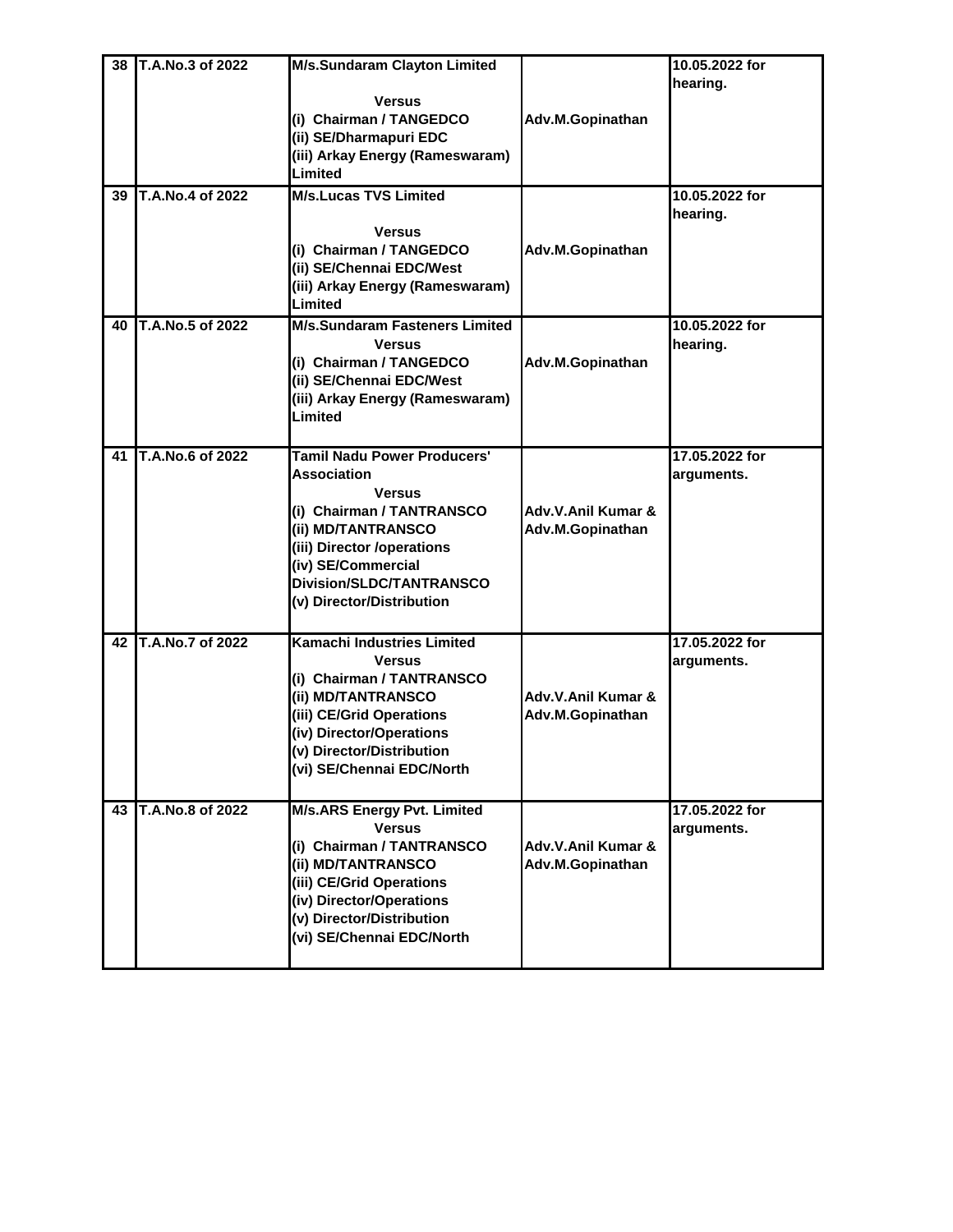| 38 | T.A.No.3 of 2022 | M/s.Sundaram Clayton Limited<br><br>Versus<br>(i) Chairman / TANGEDCO<br>(ii) SE/Dharmapuri EDC<br>(iii) Arkay Energy (Rameswaram) Limited | Adv.M.Gopinathan | 10.05.2022 for hearing. |
|---|---|---|---|---|
| 39 | T.A.No.4 of 2022 | M/s.Lucas TVS Limited<br><br>Versus<br>(i) Chairman / TANGEDCO<br>(ii) SE/Chennai EDC/West<br>(iii) Arkay Energy (Rameswaram) Limited | Adv.M.Gopinathan | 10.05.2022 for hearing. |
| 40 | T.A.No.5 of 2022 | M/s.Sundaram Fasteners Limited<br>Versus<br>(i) Chairman / TANGEDCO<br>(ii) SE/Chennai EDC/West<br>(iii) Arkay Energy (Rameswaram) Limited | Adv.M.Gopinathan | 10.05.2022 for hearing. |
| 41 | T.A.No.6 of 2022 | Tamil Nadu Power Producers' Association<br>Versus<br>(i) Chairman / TANTRANSCO<br>(ii) MD/TANTRANSCO<br>(iii) Director /operations<br>(iv) SE/Commercial Division/SLDC/TANTRANSCO<br>(v) Director/Distribution | Adv.V.Anil Kumar & Adv.M.Gopinathan | 17.05.2022 for arguments. |
| 42 | T.A.No.7 of 2022 | Kamachi Industries Limited<br>Versus<br>(i) Chairman / TANTRANSCO<br>(ii) MD/TANTRANSCO<br>(iii) CE/Grid Operations<br>(iv) Director/Operations<br>(v) Director/Distribution<br>(vi) SE/Chennai EDC/North | Adv.V.Anil Kumar & Adv.M.Gopinathan | 17.05.2022 for arguments. |
| 43 | T.A.No.8 of 2022 | M/s.ARS Energy Pvt. Limited<br>Versus<br>(i) Chairman / TANTRANSCO<br>(ii) MD/TANTRANSCO<br>(iii) CE/Grid Operations<br>(iv) Director/Operations<br>(v) Director/Distribution<br>(vi) SE/Chennai EDC/North | Adv.V.Anil Kumar & Adv.M.Gopinathan | 17.05.2022 for arguments. |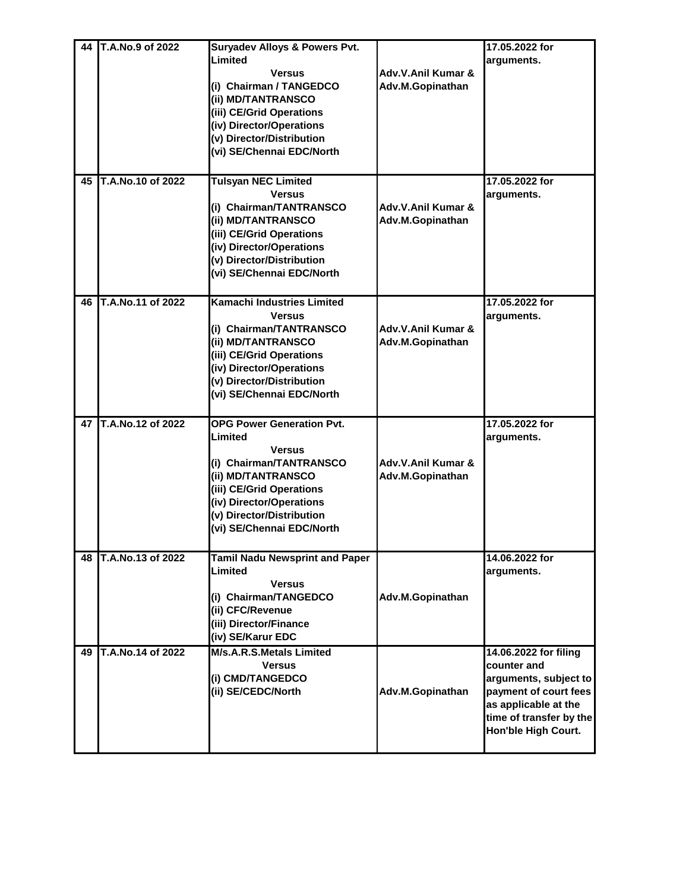| 44 | T.A.No.9 of 2022 | Suryadev Alloys & Powers Pvt. Limited<br>Versus<br>(i) Chairman / TANGEDCO<br>(ii) MD/TANTRANSCO<br>(iii) CE/Grid Operations<br>(iv) Director/Operations<br>(v) Director/Distribution<br>(vi) SE/Chennai EDC/North | Adv.V.Anil Kumar & Adv.M.Gopinathan | 17.05.2022 for arguments. |
|---|---|---|---|---|
| 45 | T.A.No.10 of 2022 | Tulsyan NEC Limited<br>Versus<br>(i) Chairman/TANTRANSCO<br>(ii) MD/TANTRANSCO<br>(iii) CE/Grid Operations<br>(iv) Director/Operations<br>(v) Director/Distribution<br>(vi) SE/Chennai EDC/North | Adv.V.Anil Kumar & Adv.M.Gopinathan | 17.05.2022 for arguments. |
| 46 | T.A.No.11 of 2022 | Kamachi Industries Limited<br>Versus<br>(i) Chairman/TANTRANSCO<br>(ii) MD/TANTRANSCO<br>(iii) CE/Grid Operations<br>(iv) Director/Operations<br>(v) Director/Distribution<br>(vi) SE/Chennai EDC/North | Adv.V.Anil Kumar & Adv.M.Gopinathan | 17.05.2022 for arguments. |
| 47 | T.A.No.12 of 2022 | OPG Power Generation Pvt. Limited<br>Versus<br>(i) Chairman/TANTRANSCO<br>(ii) MD/TANTRANSCO<br>(iii) CE/Grid Operations<br>(iv) Director/Operations<br>(v) Director/Distribution<br>(vi) SE/Chennai EDC/North | Adv.V.Anil Kumar & Adv.M.Gopinathan | 17.05.2022 for arguments. |
| 48 | T.A.No.13 of 2022 | Tamil Nadu Newsprint and Paper Limited<br>Versus<br>(i) Chairman/TANGEDCO<br>(ii) CFC/Revenue<br>(iii) Director/Finance<br>(iv) SE/Karur EDC | Adv.M.Gopinathan | 14.06.2022 for arguments. |
| 49 | T.A.No.14 of 2022 | M/s.A.R.S.Metals Limited<br>Versus<br>(i) CMD/TANGEDCO<br>(ii) SE/CEDC/North | Adv.M.Gopinathan | 14.06.2022 for filing counter and arguments, subject to payment of court fees as applicable at the time of transfer by the Hon'ble High Court. |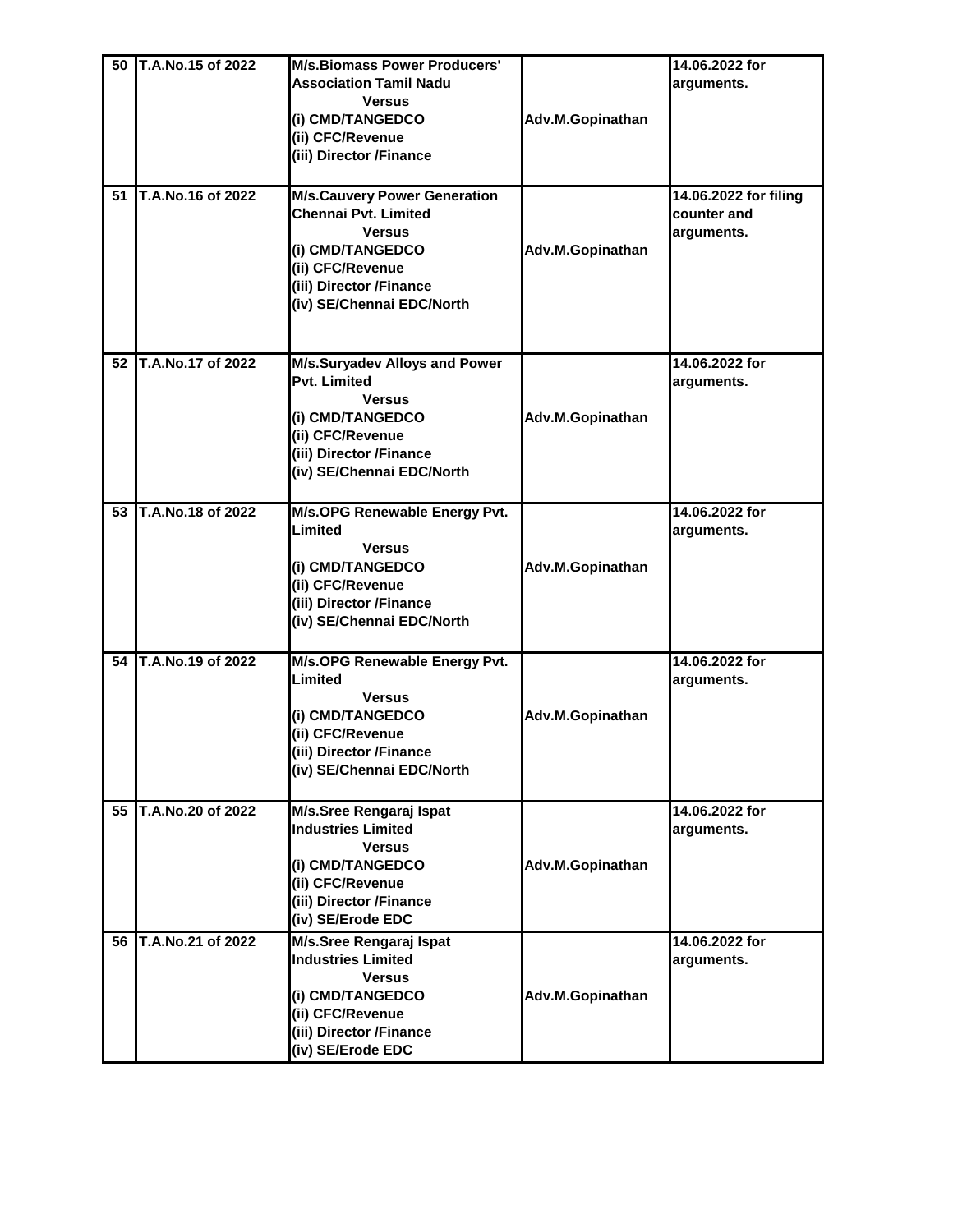| 50 | T.A.No.15 of 2022 | M/s.Biomass Power Producers' Association Tamil Nadu<br>Versus<br>(i) CMD/TANGEDCO<br>(ii) CFC/Revenue<br>(iii) Director /Finance | Adv.M.Gopinathan | 14.06.2022 for arguments. |
|---|---|---|---|---|
| 51 | T.A.No.16 of 2022 | M/s.Cauvery Power Generation Chennai Pvt. Limited<br>Versus<br>(i) CMD/TANGEDCO<br>(ii) CFC/Revenue<br>(iii) Director /Finance<br>(iv) SE/Chennai EDC/North | Adv.M.Gopinathan | 14.06.2022 for filing counter and arguments. |
| 52 | T.A.No.17 of 2022 | M/s.Suryadev Alloys and Power Pvt. Limited<br>Versus<br>(i) CMD/TANGEDCO<br>(ii) CFC/Revenue<br>(iii) Director /Finance<br>(iv) SE/Chennai EDC/North | Adv.M.Gopinathan | 14.06.2022 for arguments. |
| 53 | T.A.No.18 of 2022 | M/s.OPG Renewable Energy Pvt. Limited<br>Versus<br>(i) CMD/TANGEDCO<br>(ii) CFC/Revenue<br>(iii) Director /Finance<br>(iv) SE/Chennai EDC/North | Adv.M.Gopinathan | 14.06.2022 for arguments. |
| 54 | T.A.No.19 of 2022 | M/s.OPG Renewable Energy Pvt. Limited<br>Versus<br>(i) CMD/TANGEDCO<br>(ii) CFC/Revenue<br>(iii) Director /Finance<br>(iv) SE/Chennai EDC/North | Adv.M.Gopinathan | 14.06.2022 for arguments. |
| 55 | T.A.No.20 of 2022 | M/s.Sree Rengaraj Ispat Industries Limited<br>Versus<br>(i) CMD/TANGEDCO<br>(ii) CFC/Revenue<br>(iii) Director /Finance<br>(iv) SE/Erode EDC | Adv.M.Gopinathan | 14.06.2022 for arguments. |
| 56 | T.A.No.21 of 2022 | M/s.Sree Rengaraj Ispat Industries Limited<br>Versus<br>(i) CMD/TANGEDCO<br>(ii) CFC/Revenue<br>(iii) Director /Finance<br>(iv) SE/Erode EDC | Adv.M.Gopinathan | 14.06.2022 for arguments. |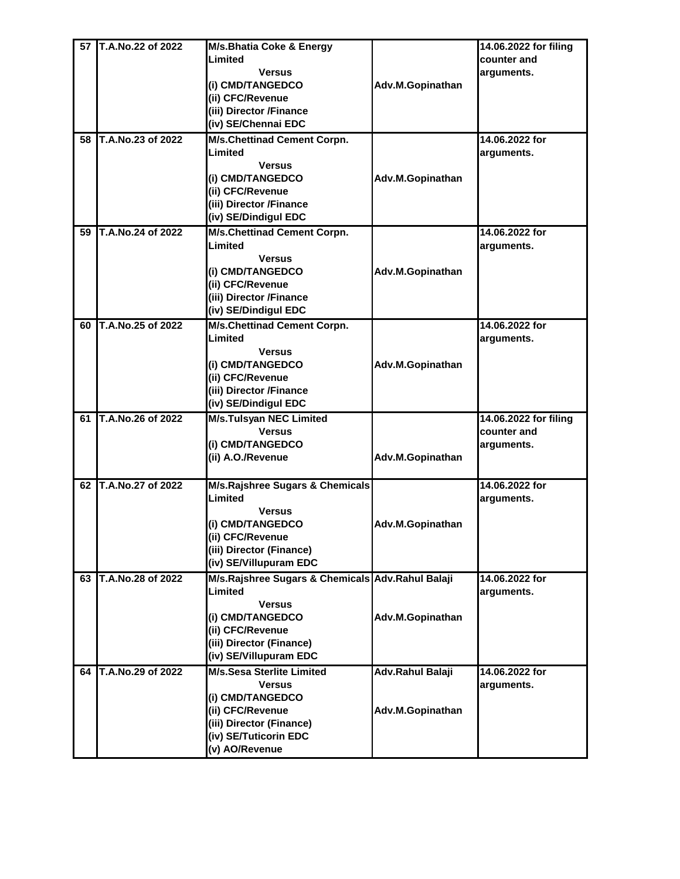| 57 | T.A.No.22 of 2022 | M/s.Bhatia Coke & Energy Limited<br>Versus<br>(i) CMD/TANGEDCO<br>(ii) CFC/Revenue<br>(iii) Director /Finance<br>(iv) SE/Chennai EDC | Adv.M.Gopinathan | 14.06.2022 for filing counter and arguments. |
|---|---|---|---|---|
| 58 | T.A.No.23 of 2022 | M/s.Chettinad Cement Corpn. Limited<br>Versus<br>(i) CMD/TANGEDCO<br>(ii) CFC/Revenue<br>(iii) Director /Finance<br>(iv) SE/Dindigul EDC | Adv.M.Gopinathan | 14.06.2022 for arguments. |
| 59 | T.A.No.24 of 2022 | M/s.Chettinad Cement Corpn. Limited<br>Versus<br>(i) CMD/TANGEDCO<br>(ii) CFC/Revenue<br>(iii) Director /Finance<br>(iv) SE/Dindigul EDC | Adv.M.Gopinathan | 14.06.2022 for arguments. |
| 60 | T.A.No.25 of 2022 | M/s.Chettinad Cement Corpn. Limited<br>Versus<br>(i) CMD/TANGEDCO<br>(ii) CFC/Revenue<br>(iii) Director /Finance<br>(iv) SE/Dindigul EDC | Adv.M.Gopinathan | 14.06.2022 for arguments. |
| 61 | T.A.No.26 of 2022 | M/s.Tulsyan NEC Limited<br>Versus<br>(i) CMD/TANGEDCO<br>(ii) A.O./Revenue | Adv.M.Gopinathan | 14.06.2022 for filing counter and arguments. |
| 62 | T.A.No.27 of 2022 | M/s.Rajshree Sugars & Chemicals Limited<br>Versus<br>(i) CMD/TANGEDCO<br>(ii) CFC/Revenue<br>(iii) Director (Finance)<br>(iv) SE/Villupuram EDC | Adv.M.Gopinathan | 14.06.2022 for arguments. |
| 63 | T.A.No.28 of 2022 | M/s.Rajshree Sugars & Chemicals Limited<br>Versus<br>(i) CMD/TANGEDCO<br>(ii) CFC/Revenue<br>(iii) Director (Finance)<br>(iv) SE/Villupuram EDC | Adv.Rahul Balaji<br><br>Adv.M.Gopinathan | 14.06.2022 for arguments. |
| 64 | T.A.No.29 of 2022 | M/s.Sesa Sterlite Limited<br>Versus<br>(i) CMD/TANGEDCO<br>(ii) CFC/Revenue<br>(iii) Director (Finance)<br>(iv) SE/Tuticorin EDC<br>(v) AO/Revenue | Adv.Rahul Balaji<br><br>Adv.M.Gopinathan | 14.06.2022 for arguments. |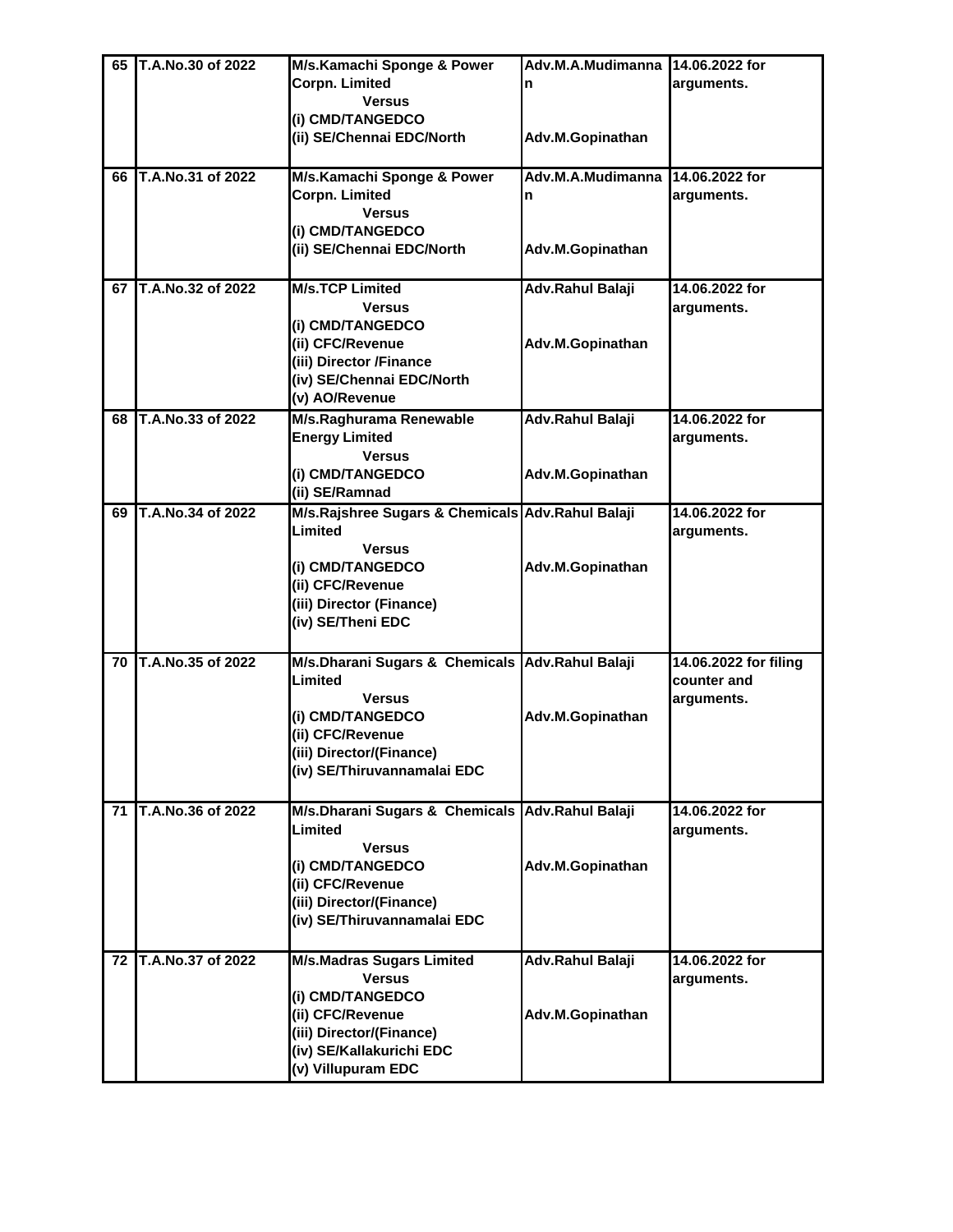| 65 | T.A.No.30 of 2022 | M/s.Kamachi Sponge & Power Corpn. Limited<br>Versus<br>(i) CMD/TANGEDCO<br>(ii) SE/Chennai EDC/North | Adv.M.A.Mudimannan<br><br><br>Adv.M.Gopinathan | 14.06.2022 for arguments. |
|---|---|---|---|---|
| 66 | T.A.No.31 of 2022 | M/s.Kamachi Sponge & Power Corpn. Limited<br>Versus<br>(i) CMD/TANGEDCO<br>(ii) SE/Chennai EDC/North | Adv.M.A.Mudimannan<br><br><br>Adv.M.Gopinathan | 14.06.2022 for arguments. |
| 67 | T.A.No.32 of 2022 | M/s.TCP Limited<br>Versus<br>(i) CMD/TANGEDCO<br>(ii) CFC/Revenue<br>(iii) Director /Finance<br>(iv) SE/Chennai EDC/North<br>(v) AO/Revenue | Adv.Rahul Balaji<br><br><br>Adv.M.Gopinathan | 14.06.2022 for arguments. |
| 68 | T.A.No.33 of 2022 | M/s.Raghurama Renewable Energy Limited<br>Versus<br>(i) CMD/TANGEDCO<br>(ii) SE/Ramnad | Adv.Rahul Balaji<br><br><br>Adv.M.Gopinathan | 14.06.2022 for arguments. |
| 69 | T.A.No.34 of 2022 | M/s.Rajshree Sugars & Chemicals Limited<br>Versus<br>(i) CMD/TANGEDCO<br>(ii) CFC/Revenue<br>(iii) Director (Finance)<br>(iv) SE/Theni EDC | Adv.Rahul Balaji<br><br><br>Adv.M.Gopinathan | 14.06.2022 for arguments. |
| 70 | T.A.No.35 of 2022 | M/s.Dharani Sugars & Chemicals Limited<br>Versus<br>(i) CMD/TANGEDCO<br>(ii) CFC/Revenue<br>(iii) Director/(Finance)<br>(iv) SE/Thiruvannamalai EDC | Adv.Rahul Balaji<br><br><br>Adv.M.Gopinathan | 14.06.2022 for filing counter and arguments. |
| 71 | T.A.No.36 of 2022 | M/s.Dharani Sugars & Chemicals Limited<br>Versus<br>(i) CMD/TANGEDCO<br>(ii) CFC/Revenue<br>(iii) Director/(Finance)<br>(iv) SE/Thiruvannamalai EDC | Adv.Rahul Balaji<br><br><br>Adv.M.Gopinathan | 14.06.2022 for arguments. |
| 72 | T.A.No.37 of 2022 | M/s.Madras Sugars Limited<br>Versus<br>(i) CMD/TANGEDCO<br>(ii) CFC/Revenue<br>(iii) Director/(Finance)<br>(iv) SE/Kallakurichi EDC<br>(v) Villupuram EDC | Adv.Rahul Balaji<br><br><br>Adv.M.Gopinathan | 14.06.2022 for arguments. |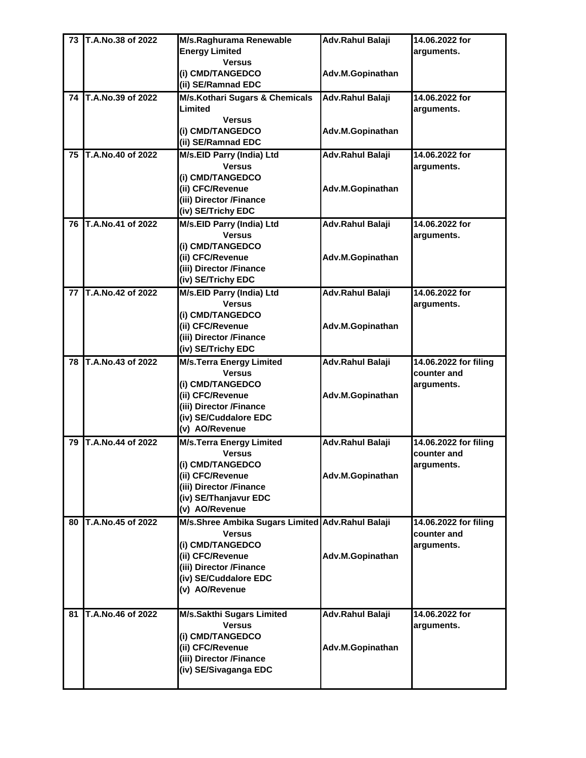| 73 | T.A.No.38 of 2022 | M/s.Raghurama Renewable Energy Limited<br>Versus<br>(i) CMD/TANGEDCO<br>(ii) SE/Ramnad EDC | Adv.Rahul Balaji<br><br><br>Adv.M.Gopinathan | 14.06.2022 for arguments. |
|---|---|---|---|---|
| 74 | T.A.No.39 of 2022 | M/s.Kothari Sugars & Chemicals Limited<br>Versus<br>(i) CMD/TANGEDCO<br>(ii) SE/Ramnad EDC | Adv.Rahul Balaji<br><br><br>Adv.M.Gopinathan | 14.06.2022 for arguments. |
| 75 | T.A.No.40 of 2022 | M/s.EID Parry (India) Ltd<br>Versus<br>(i) CMD/TANGEDCO<br>(ii) CFC/Revenue<br>(iii) Director /Finance<br>(iv) SE/Trichy EDC | Adv.Rahul Balaji<br><br><br>Adv.M.Gopinathan | 14.06.2022 for arguments. |
| 76 | T.A.No.41 of 2022 | M/s.EID Parry (India) Ltd<br>Versus<br>(i) CMD/TANGEDCO<br>(ii) CFC/Revenue<br>(iii) Director /Finance<br>(iv) SE/Trichy EDC | Adv.Rahul Balaji<br><br><br>Adv.M.Gopinathan | 14.06.2022 for arguments. |
| 77 | T.A.No.42 of 2022 | M/s.EID Parry (India) Ltd<br>Versus<br>(i) CMD/TANGEDCO<br>(ii) CFC/Revenue<br>(iii) Director /Finance<br>(iv) SE/Trichy EDC | Adv.Rahul Balaji<br><br><br>Adv.M.Gopinathan | 14.06.2022 for arguments. |
| 78 | T.A.No.43 of 2022 | M/s.Terra Energy Limited<br>Versus<br>(i) CMD/TANGEDCO<br>(ii) CFC/Revenue<br>(iii) Director /Finance<br>(iv) SE/Cuddalore EDC<br>(v) AO/Revenue | Adv.Rahul Balaji<br><br><br>Adv.M.Gopinathan | 14.06.2022 for filing counter and arguments. |
| 79 | T.A.No.44 of 2022 | M/s.Terra Energy Limited<br>Versus<br>(i) CMD/TANGEDCO<br>(ii) CFC/Revenue<br>(iii) Director /Finance<br>(iv) SE/Thanjavur EDC<br>(v) AO/Revenue | Adv.Rahul Balaji<br><br><br>Adv.M.Gopinathan | 14.06.2022 for filing counter and arguments. |
| 80 | T.A.No.45 of 2022 | M/s.Shree Ambika Sugars Limited<br>Versus<br>(i) CMD/TANGEDCO<br>(ii) CFC/Revenue<br>(iii) Director /Finance<br>(iv) SE/Cuddalore EDC<br>(v) AO/Revenue | Adv.Rahul Balaji<br><br><br>Adv.M.Gopinathan | 14.06.2022 for filing counter and arguments. |
| 81 | T.A.No.46 of 2022 | M/s.Sakthi Sugars Limited<br>Versus<br>(i) CMD/TANGEDCO<br>(ii) CFC/Revenue<br>(iii) Director /Finance<br>(iv) SE/Sivaganga EDC | Adv.Rahul Balaji<br><br><br>Adv.M.Gopinathan | 14.06.2022 for arguments. |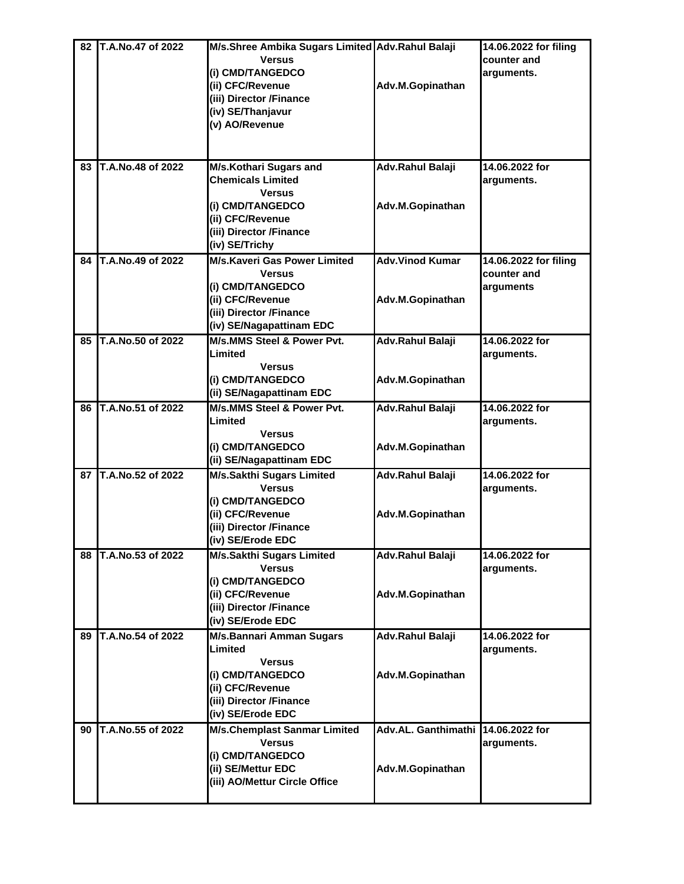| 82 | T.A.No.47 of 2022 | M/s.Shree Ambika Sugars Limited<br>Versus<br>(i) CMD/TANGEDCO<br>(ii) CFC/Revenue<br>(iii) Director /Finance<br>(iv) SE/Thanjavur<br>(v) AO/Revenue | Adv.Rahul Balaji<br><br>Adv.M.Gopinathan | 14.06.2022 for filing counter and arguments. |
|---|---|---|---|---|
| 83 | T.A.No.48 of 2022 | M/s.Kothari Sugars and Chemicals Limited<br>Versus<br>(i) CMD/TANGEDCO<br>(ii) CFC/Revenue<br>(iii) Director /Finance<br>(iv) SE/Trichy | Adv.Rahul Balaji<br><br>Adv.M.Gopinathan | 14.06.2022 for arguments. |
| 84 | T.A.No.49 of 2022 | M/s.Kaveri Gas Power Limited<br>Versus<br>(i) CMD/TANGEDCO<br>(ii) CFC/Revenue<br>(iii) Director /Finance<br>(iv) SE/Nagapattinam EDC | Adv.Vinod Kumar<br><br>Adv.M.Gopinathan | 14.06.2022 for filing counter and arguments |
| 85 | T.A.No.50 of 2022 | M/s.MMS Steel & Power Pvt. Limited<br>Versus<br>(i) CMD/TANGEDCO<br>(ii) SE/Nagapattinam EDC | Adv.Rahul Balaji<br><br>Adv.M.Gopinathan | 14.06.2022 for arguments. |
| 86 | T.A.No.51 of 2022 | M/s.MMS Steel & Power Pvt. Limited<br>Versus<br>(i) CMD/TANGEDCO<br>(ii) SE/Nagapattinam EDC | Adv.Rahul Balaji<br><br>Adv.M.Gopinathan | 14.06.2022 for arguments. |
| 87 | T.A.No.52 of 2022 | M/s.Sakthi Sugars Limited<br>Versus<br>(i) CMD/TANGEDCO<br>(ii) CFC/Revenue<br>(iii) Director /Finance<br>(iv) SE/Erode EDC | Adv.Rahul Balaji<br><br>Adv.M.Gopinathan | 14.06.2022 for arguments. |
| 88 | T.A.No.53 of 2022 | M/s.Sakthi Sugars Limited<br>Versus<br>(i) CMD/TANGEDCO<br>(ii) CFC/Revenue<br>(iii) Director /Finance<br>(iv) SE/Erode EDC | Adv.Rahul Balaji<br><br>Adv.M.Gopinathan | 14.06.2022 for arguments. |
| 89 | T.A.No.54 of 2022 | M/s.Bannari Amman Sugars Limited<br>Versus<br>(i) CMD/TANGEDCO<br>(ii) CFC/Revenue<br>(iii) Director /Finance<br>(iv) SE/Erode EDC | Adv.Rahul Balaji<br><br>Adv.M.Gopinathan | 14.06.2022 for arguments. |
| 90 | T.A.No.55 of 2022 | M/s.Chemplast Sanmar Limited<br>Versus<br>(i) CMD/TANGEDCO<br>(ii) SE/Mettur EDC<br>(iii) AO/Mettur Circle Office | Adv.AL. Ganthimathi<br><br>Adv.M.Gopinathan | 14.06.2022 for arguments. |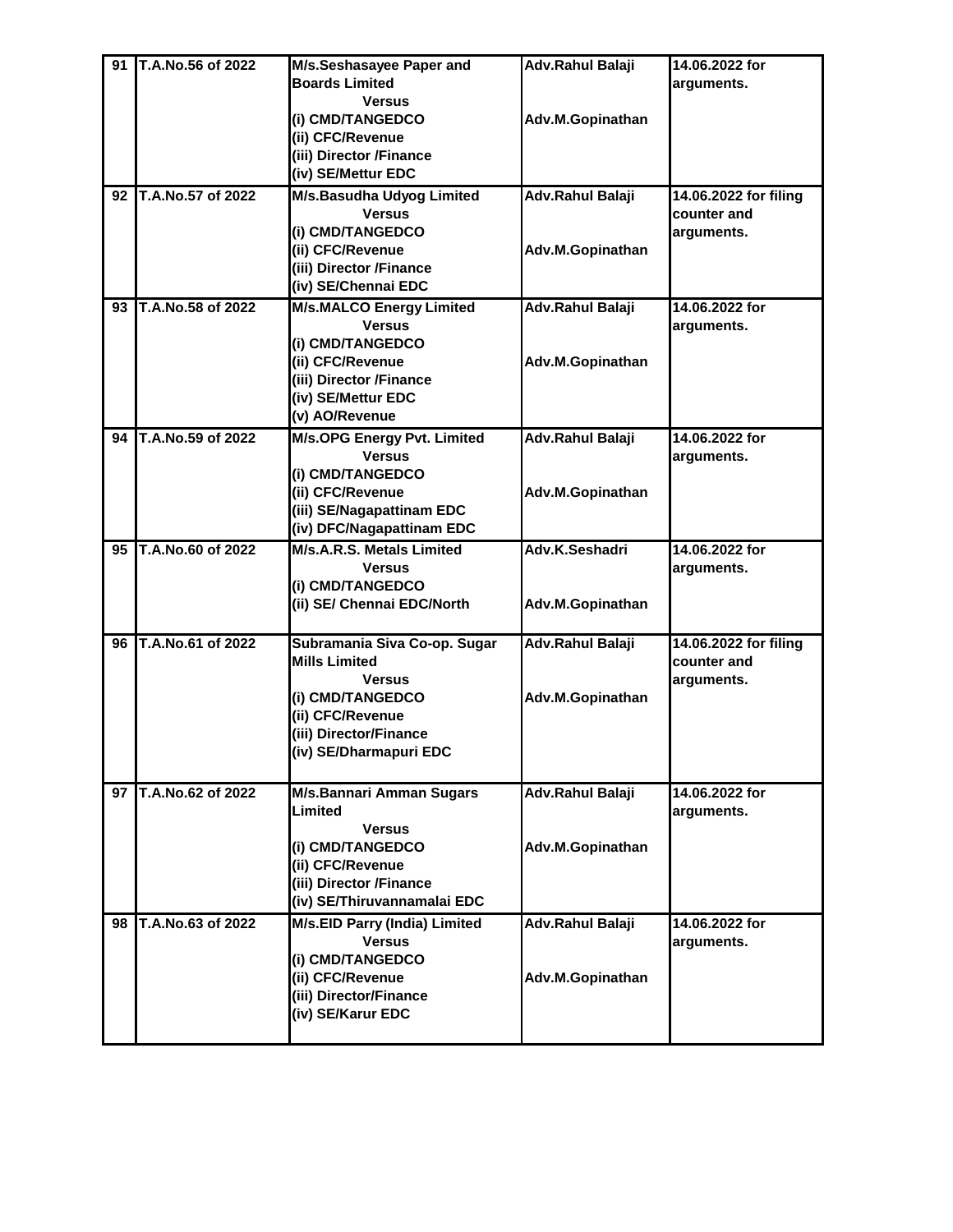| 91 | T.A.No.56 of 2022 | M/s.Seshasayee Paper and Boards Limited<br>Versus<br>(i) CMD/TANGEDCO<br>(ii) CFC/Revenue<br>(iii) Director /Finance<br>(iv) SE/Mettur EDC | Adv.Rahul Balaji<br><br>Adv.M.Gopinathan | 14.06.2022 for arguments. |
|---|---|---|---|---|
| 92 | T.A.No.57 of 2022 | M/s.Basudha Udyog Limited<br>Versus<br>(i) CMD/TANGEDCO<br>(ii) CFC/Revenue<br>(iii) Director /Finance<br>(iv) SE/Chennai EDC | Adv.Rahul Balaji<br><br>Adv.M.Gopinathan | 14.06.2022 for filing counter and arguments. |
| 93 | T.A.No.58 of 2022 | M/s.MALCO Energy Limited<br>Versus<br>(i) CMD/TANGEDCO<br>(ii) CFC/Revenue<br>(iii) Director /Finance<br>(iv) SE/Mettur EDC<br>(v) AO/Revenue | Adv.Rahul Balaji<br><br>Adv.M.Gopinathan | 14.06.2022 for arguments. |
| 94 | T.A.No.59 of 2022 | M/s.OPG Energy Pvt. Limited<br>Versus<br>(i) CMD/TANGEDCO<br>(ii) CFC/Revenue<br>(iii) SE/Nagapattinam EDC<br>(iv) DFC/Nagapattinam EDC | Adv.Rahul Balaji<br><br>Adv.M.Gopinathan | 14.06.2022 for arguments. |
| 95 | T.A.No.60 of 2022 | M/s.A.R.S. Metals Limited<br>Versus<br>(i) CMD/TANGEDCO<br>(ii) SE/ Chennai EDC/North | Adv.K.Seshadri<br><br>Adv.M.Gopinathan | 14.06.2022 for arguments. |
| 96 | T.A.No.61 of 2022 | Subramania Siva Co-op. Sugar Mills Limited<br>Versus<br>(i) CMD/TANGEDCO<br>(ii) CFC/Revenue<br>(iii) Director/Finance<br>(iv) SE/Dharmapuri EDC | Adv.Rahul Balaji<br><br>Adv.M.Gopinathan | 14.06.2022 for filing counter and arguments. |
| 97 | T.A.No.62 of 2022 | M/s.Bannari Amman Sugars Limited<br>Versus<br>(i) CMD/TANGEDCO<br>(ii) CFC/Revenue<br>(iii) Director /Finance<br>(iv) SE/Thiruvannamalai EDC | Adv.Rahul Balaji<br><br>Adv.M.Gopinathan | 14.06.2022 for arguments. |
| 98 | T.A.No.63 of 2022 | M/s.EID Parry (India) Limited<br>Versus<br>(i) CMD/TANGEDCO<br>(ii) CFC/Revenue<br>(iii) Director/Finance<br>(iv) SE/Karur EDC | Adv.Rahul Balaji<br><br>Adv.M.Gopinathan | 14.06.2022 for arguments. |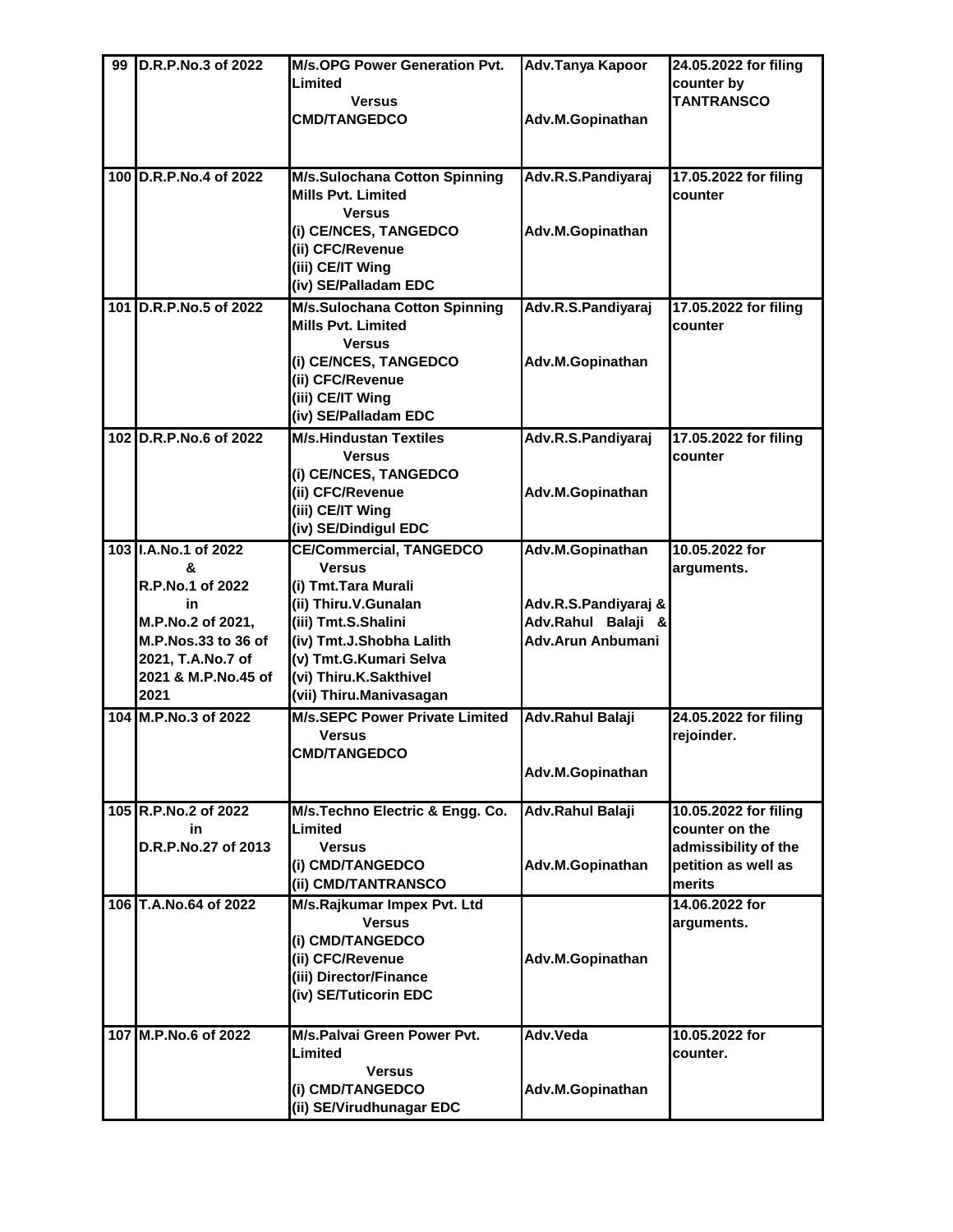| 99 | D.R.P.No.3 of 2022 | M/s.OPG Power Generation Pvt. Limited<br>Versus<br>CMD/TANGEDCO | Adv.Tanya Kapoor<br><br>Adv.M.Gopinathan | 24.05.2022 for filing counter by TANTRANSCO |
|---|---|---|---|---|
| 100 | D.R.P.No.4 of 2022 | M/s.Sulochana Cotton Spinning Mills Pvt. Limited<br>Versus<br>(i) CE/NCES, TANGEDCO<br>(ii) CFC/Revenue<br>(iii) CE/IT Wing<br>(iv) SE/Palladam EDC | Adv.R.S.Pandiyaraj<br><br>Adv.M.Gopinathan | 17.05.2022 for filing counter |
| 101 | D.R.P.No.5 of 2022 | M/s.Sulochana Cotton Spinning Mills Pvt. Limited<br>Versus<br>(i) CE/NCES, TANGEDCO<br>(ii) CFC/Revenue<br>(iii) CE/IT Wing<br>(iv) SE/Palladam EDC | Adv.R.S.Pandiyaraj<br><br>Adv.M.Gopinathan | 17.05.2022 for filing counter |
| 102 | D.R.P.No.6 of 2022 | M/s.Hindustan Textiles<br>Versus<br>(i) CE/NCES, TANGEDCO<br>(ii) CFC/Revenue<br>(iii) CE/IT Wing<br>(iv) SE/Dindigul EDC | Adv.R.S.Pandiyaraj<br><br>Adv.M.Gopinathan | 17.05.2022 for filing counter |
| 103 | I.A.No.1 of 2022<br>&<br>R.P.No.1 of 2022<br>in<br>M.P.No.2 of 2021, M.P.Nos.33 to 36 of 2021, T.A.No.7 of 2021 & M.P.No.45 of 2021 | CE/Commercial, TANGEDCO<br>Versus<br>(i) Tmt.Tara Murali<br>(ii) Thiru.V.Gunalan<br>(iii) Tmt.S.Shalini<br>(iv) Tmt.J.Shobha Lalith<br>(v) Tmt.G.Kumari Selva<br>(vi) Thiru.K.Sakthivel<br>(vii) Thiru.Manivasagan | Adv.M.Gopinathan<br><br>Adv.R.S.Pandiyaraj & Adv.Rahul Balaji & Adv.Arun Anbumani | 10.05.2022 for arguments. |
| 104 | M.P.No.3 of 2022 | M/s.SEPC Power Private Limited<br>Versus<br>CMD/TANGEDCO | Adv.Rahul Balaji<br><br>Adv.M.Gopinathan | 24.05.2022 for filing rejoinder. |
| 105 | R.P.No.2 of 2022<br>in<br>D.R.P.No.27 of 2013 | M/s.Techno Electric & Engg. Co. Limited<br>Versus<br>(i) CMD/TANGEDCO<br>(ii) CMD/TANTRANSCO | Adv.Rahul Balaji<br><br>Adv.M.Gopinathan | 10.05.2022 for filing counter on the admissibility of the petition as well as merits |
| 106 | T.A.No.64 of 2022 | M/s.Rajkumar Impex Pvt. Ltd<br>Versus<br>(i) CMD/TANGEDCO<br>(ii) CFC/Revenue<br>(iii) Director/Finance<br>(iv) SE/Tuticorin EDC | Adv.M.Gopinathan | 14.06.2022 for arguments. |
| 107 | M.P.No.6 of 2022 | M/s.Palvai Green Power Pvt. Limited<br>Versus<br>(i) CMD/TANGEDCO<br>(ii) SE/Virudhunagar EDC | Adv.Veda<br><br>Adv.M.Gopinathan | 10.05.2022 for counter. |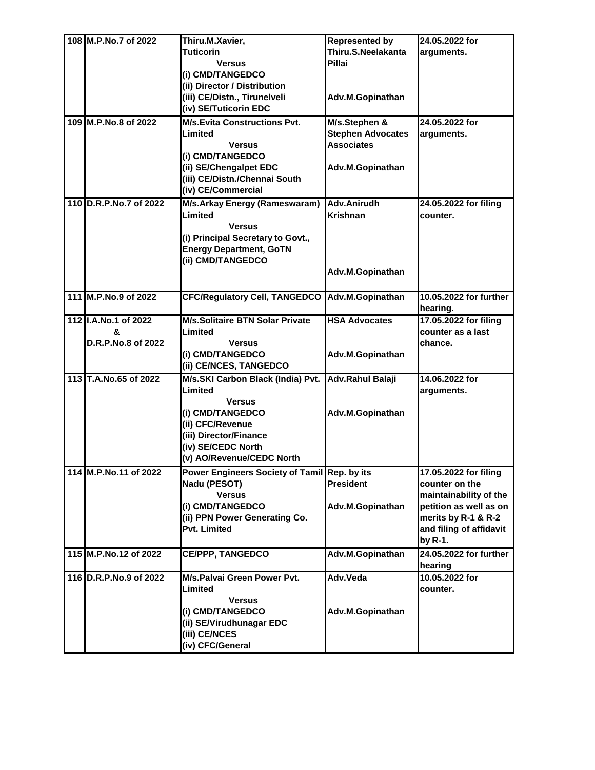| 108 | M.P.No.7 of 2022 | Thiru.M.Xavier,<br>Tuticorin<br>Versus<br>(i) CMD/TANGEDCO<br>(ii) Director / Distribution<br>(iii) CE/Distn., Tirunelveli<br>(iv) SE/Tuticorin EDC | Represented by Thiru.S.Neelakanta Pillai<br><br>Adv.M.Gopinathan | 24.05.2022 for arguments. |
|---|---|---|---|---|
| 109 | M.P.No.8 of 2022 | M/s.Evita Constructions Pvt. Limited<br>Versus<br>(i) CMD/TANGEDCO<br>(ii) SE/Chengalpet EDC<br>(iii) CE/Distn./Chennai South<br>(iv) CE/Commercial | M/s.Stephen & Stephen Advocates Associates<br><br>Adv.M.Gopinathan | 24.05.2022 for arguments. |
| 110 | D.R.P.No.7 of 2022 | M/s.Arkay Energy (Rameswaram) Limited<br>Versus<br>(i) Principal Secretary to Govt., Energy Department, GoTN<br>(ii) CMD/TANGEDCO | Adv.Anirudh Krishnan<br><br>Adv.M.Gopinathan | 24.05.2022 for filing counter. |
| 111 | M.P.No.9 of 2022 | CFC/Regulatory Cell, TANGEDCO | Adv.M.Gopinathan | 10.05.2022 for further hearing. |
| 112 | I.A.No.1 of 2022<br>&<br>D.R.P.No.8 of 2022 | M/s.Solitaire BTN Solar Private Limited<br>Versus<br>(i) CMD/TANGEDCO<br>(ii) CE/NCES, TANGEDCO | HSA Advocates<br><br>Adv.M.Gopinathan | 17.05.2022 for filing counter as a last chance. |
| 113 | T.A.No.65 of 2022 | M/s.SKI Carbon Black (India) Pvt. Limited<br>Versus<br>(i) CMD/TANGEDCO<br>(ii) CFC/Revenue<br>(iii) Director/Finance<br>(iv) SE/CEDC North<br>(v) AO/Revenue/CEDC North | Adv.Rahul Balaji<br><br>Adv.M.Gopinathan | 14.06.2022 for arguments. |
| 114 | M.P.No.11 of 2022 | Power Engineers Society of Tamil Nadu (PESOT)<br>Versus<br>(i) CMD/TANGEDCO<br>(ii) PPN Power Generating Co. Pvt. Limited | Rep. by its President<br><br>Adv.M.Gopinathan | 17.05.2022 for filing counter on the maintainability of the petition as well as on merits by R-1 & R-2 and filing of affidavit by R-1. |
| 115 | M.P.No.12 of 2022 | CE/PPP, TANGEDCO | Adv.M.Gopinathan | 24.05.2022 for further hearing |
| 116 | D.R.P.No.9 of 2022 | M/s.Palvai Green Power Pvt. Limited<br>Versus<br>(i) CMD/TANGEDCO<br>(ii) SE/Virudhunagar EDC<br>(iii) CE/NCES<br>(iv) CFC/General | Adv.Veda<br><br>Adv.M.Gopinathan | 10.05.2022 for counter. |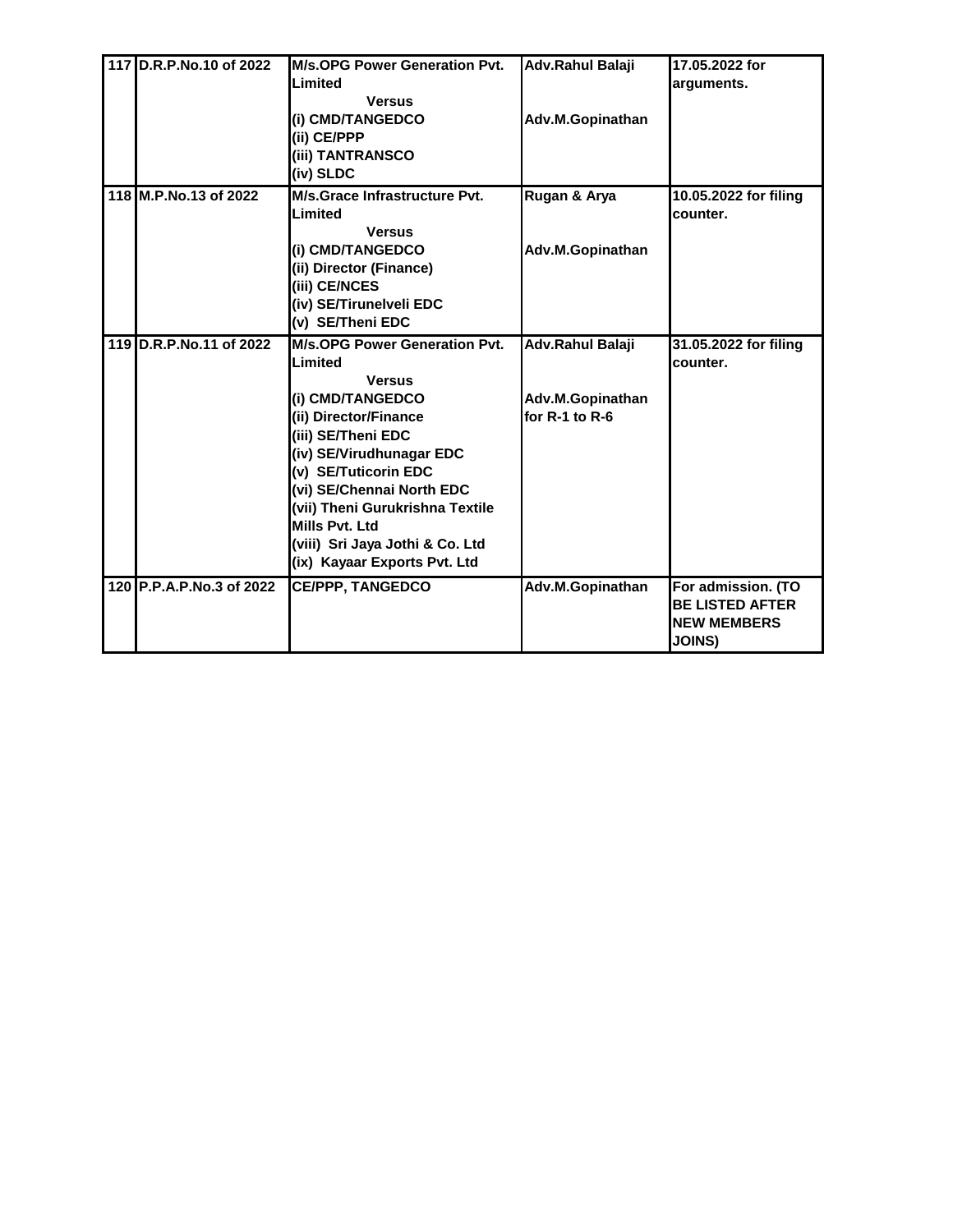| | | | | |
|---|---|---|---|---|
| 117 | D.R.P.No.10 of 2022 | M/s.OPG Power Generation Pvt. Limited<br>Versus<br>(i) CMD/TANGEDCO<br>(ii) CE/PPP<br>(iii) TANTRANSCO<br>(iv) SLDC | Adv.Rahul Balaji<br><br>Adv.M.Gopinathan | 17.05.2022 for arguments. |
| 118 | M.P.No.13 of 2022 | M/s.Grace Infrastructure Pvt. Limited<br>Versus<br>(i) CMD/TANGEDCO<br>(ii) Director (Finance)<br>(iii) CE/NCES<br>(iv) SE/Tirunelveli EDC<br>(v) SE/Theni EDC | Rugan & Arya<br><br>Adv.M.Gopinathan | 10.05.2022 for filing counter. |
| 119 | D.R.P.No.11 of 2022 | M/s.OPG Power Generation Pvt. Limited<br>Versus<br>(i) CMD/TANGEDCO<br>(ii) Director/Finance<br>(iii) SE/Theni EDC<br>(iv) SE/Virudhunagar EDC<br>(v) SE/Tuticorin EDC<br>(vi) SE/Chennai North EDC<br>(vii) Theni Gurukrishna Textile Mills Pvt. Ltd<br>(viii) Sri Jaya Jothi & Co. Ltd<br>(ix) Kayaar Exports Pvt. Ltd | Adv.Rahul Balaji<br><br>Adv.M.Gopinathan for R-1 to R-6 | 31.05.2022 for filing counter. |
| 120 | P.P.A.P.No.3 of 2022 | CE/PPP, TANGEDCO | Adv.M.Gopinathan | For admission. (TO BE LISTED AFTER NEW MEMBERS JOINS) |